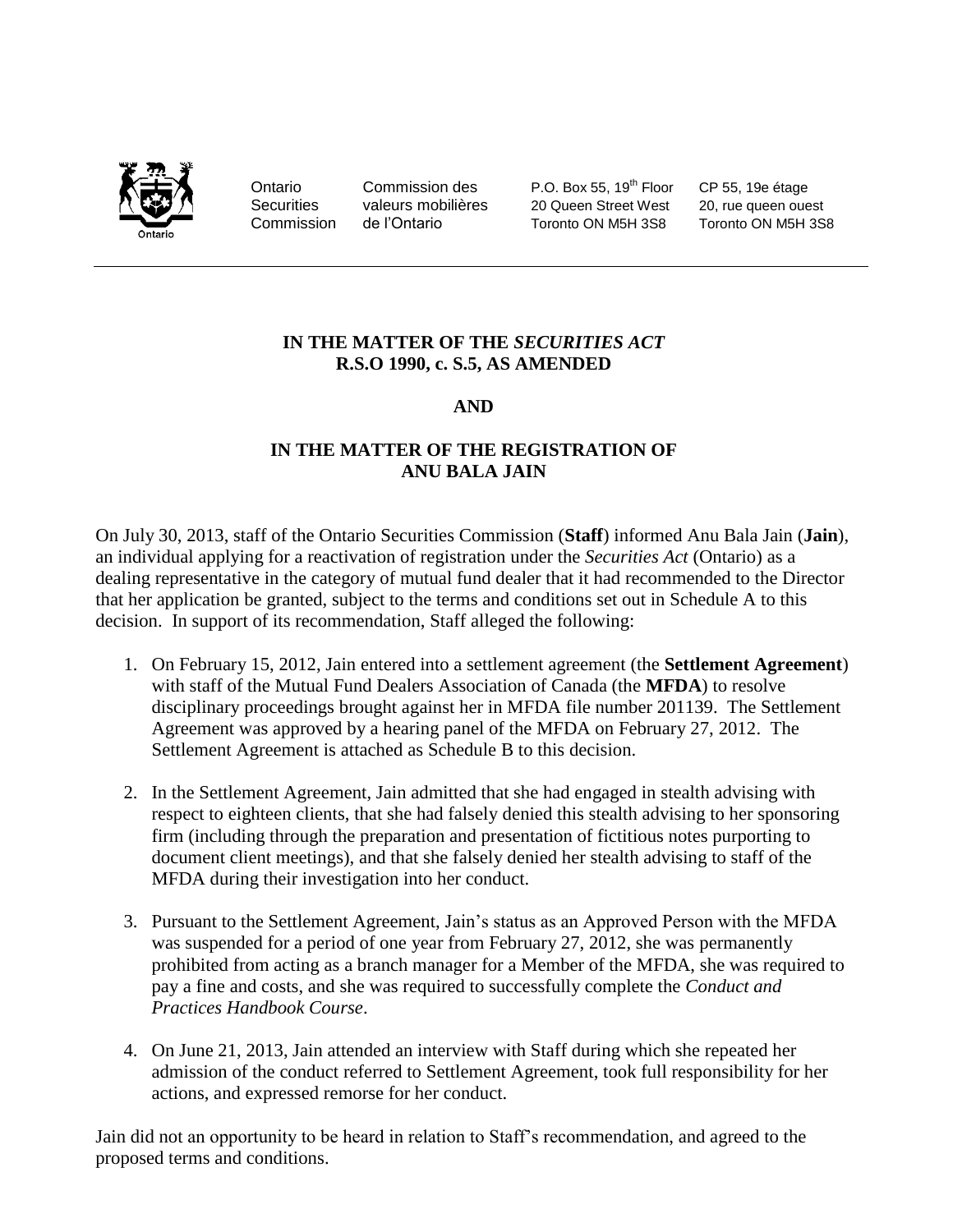Ontario Securities Commission | Commission des valeurs mobilières de l'Ontario | P.O. Box 55, 19th Floor, 20 Queen Street West, Toronto ON M5H 3S8 | CP 55, 19e étage, 20, rue queen ouest, Toronto ON M5H 3S8

---

**IN THE MATTER OF THE *SECURITIES ACT***
**R.S.O 1990, c. S.5, AS AMENDED**

**AND**

**IN THE MATTER OF THE REGISTRATION OF**
**ANU BALA JAIN**

On July 30, 2013, staff of the Ontario Securities Commission (**Staff**) informed Anu Bala Jain (**Jain**), an individual applying for a reactivation of registration under the *Securities Act* (Ontario) as a dealing representative in the category of mutual fund dealer that it had recommended to the Director that her application be granted, subject to the terms and conditions set out in Schedule A to this decision. In support of its recommendation, Staff alleged the following:

1. On February 15, 2012, Jain entered into a settlement agreement (the **Settlement Agreement**) with staff of the Mutual Fund Dealers Association of Canada (the **MFDA**) to resolve disciplinary proceedings brought against her in MFDA file number 201139. The Settlement Agreement was approved by a hearing panel of the MFDA on February 27, 2012. The Settlement Agreement is attached as Schedule B to this decision.

2. In the Settlement Agreement, Jain admitted that she had engaged in stealth advising with respect to eighteen clients, that she had falsely denied this stealth advising to her sponsoring firm (including through the preparation and presentation of fictitious notes purporting to document client meetings), and that she falsely denied her stealth advising to staff of the MFDA during their investigation into her conduct.

3. Pursuant to the Settlement Agreement, Jain's status as an Approved Person with the MFDA was suspended for a period of one year from February 27, 2012, she was permanently prohibited from acting as a branch manager for a Member of the MFDA, she was required to pay a fine and costs, and she was required to successfully complete the *Conduct and Practices Handbook Course*.

4. On June 21, 2013, Jain attended an interview with Staff during which she repeated her admission of the conduct referred to Settlement Agreement, took full responsibility for her actions, and expressed remorse for her conduct.

Jain did not an opportunity to be heard in relation to Staff's recommendation, and agreed to the proposed terms and conditions.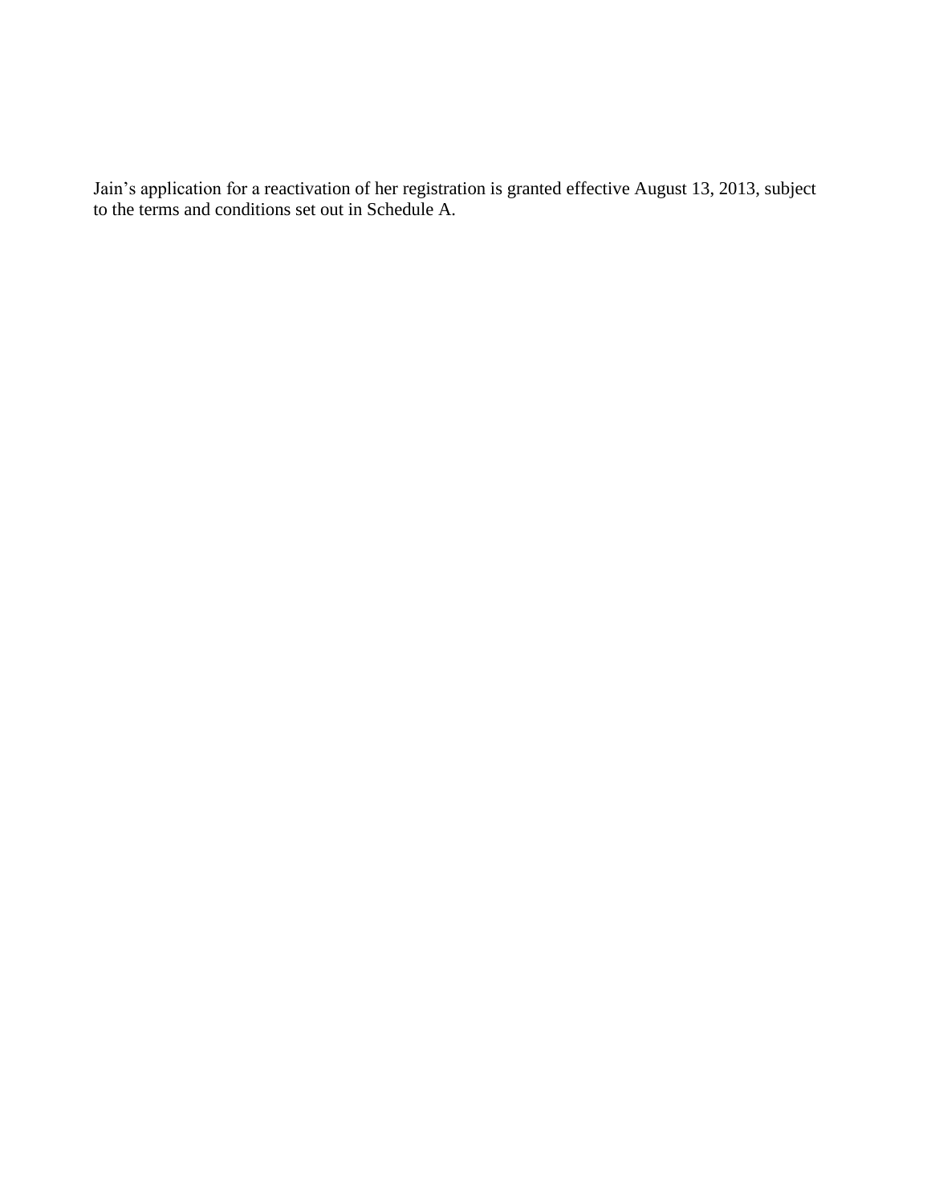Jain's application for a reactivation of her registration is granted effective August 13, 2013, subject to the terms and conditions set out in Schedule A.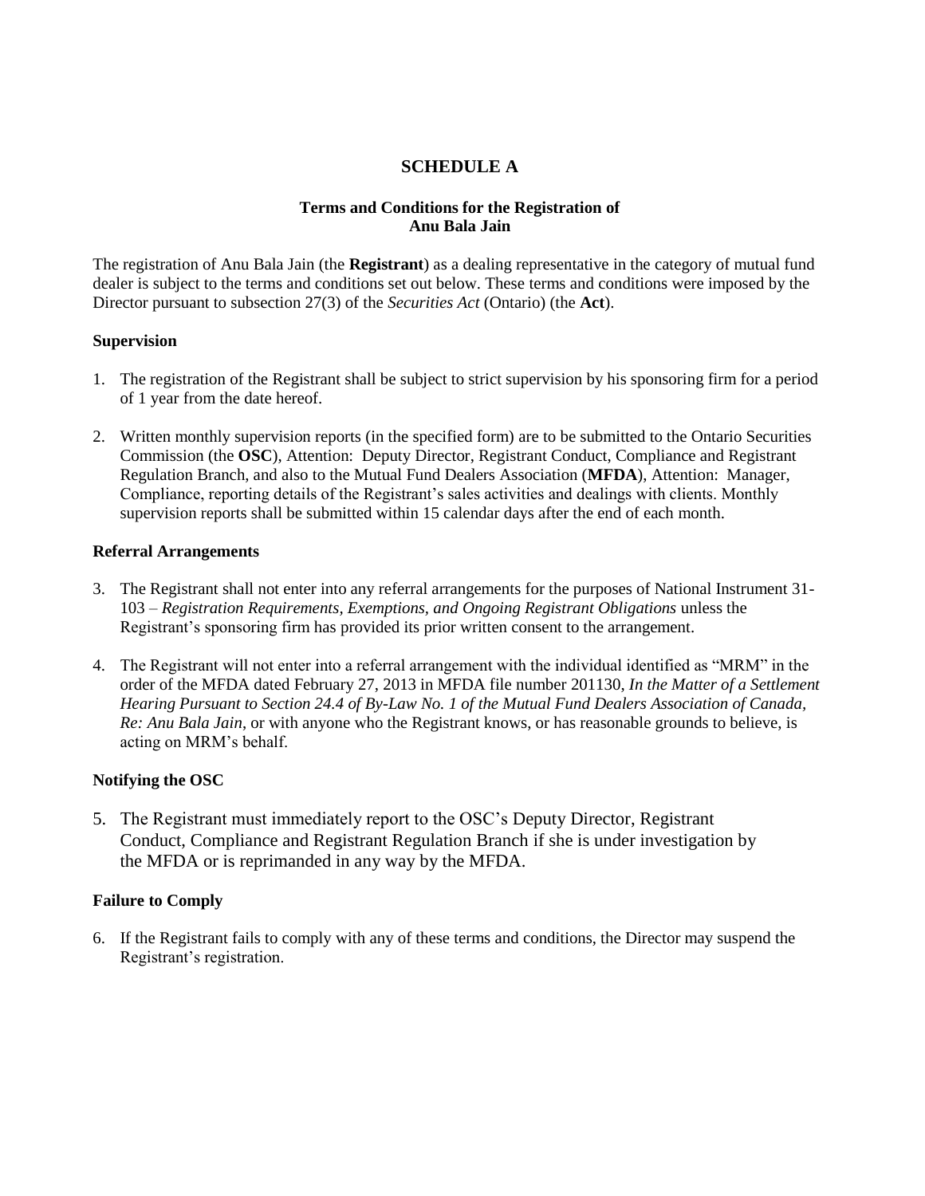# SCHEDULE A

### Terms and Conditions for the Registration of Anu Bala Jain

The registration of Anu Bala Jain (the **Registrant**) as a dealing representative in the category of mutual fund dealer is subject to the terms and conditions set out below. These terms and conditions were imposed by the Director pursuant to subsection 27(3) of the *Securities Act* (Ontario) (the **Act**).

**Supervision**

1. The registration of the Registrant shall be subject to strict supervision by his sponsoring firm for a period of 1 year from the date hereof.

2. Written monthly supervision reports (in the specified form) are to be submitted to the Ontario Securities Commission (the **OSC**), Attention: Deputy Director, Registrant Conduct, Compliance and Registrant Regulation Branch, and also to the Mutual Fund Dealers Association (**MFDA**), Attention: Manager, Compliance, reporting details of the Registrant's sales activities and dealings with clients. Monthly supervision reports shall be submitted within 15 calendar days after the end of each month.

**Referral Arrangements**

3. The Registrant shall not enter into any referral arrangements for the purposes of National Instrument 31-103 – *Registration Requirements, Exemptions, and Ongoing Registrant Obligations* unless the Registrant's sponsoring firm has provided its prior written consent to the arrangement.

4. The Registrant will not enter into a referral arrangement with the individual identified as "MRM" in the order of the MFDA dated February 27, 2013 in MFDA file number 201130, *In the Matter of a Settlement Hearing Pursuant to Section 24.4 of By-Law No. 1 of the Mutual Fund Dealers Association of Canada, Re: Anu Bala Jain*, or with anyone who the Registrant knows, or has reasonable grounds to believe, is acting on MRM's behalf.

**Notifying the OSC**

5. The Registrant must immediately report to the OSC's Deputy Director, Registrant Conduct, Compliance and Registrant Regulation Branch if she is under investigation by the MFDA or is reprimanded in any way by the MFDA.

**Failure to Comply**

6. If the Registrant fails to comply with any of these terms and conditions, the Director may suspend the Registrant's registration.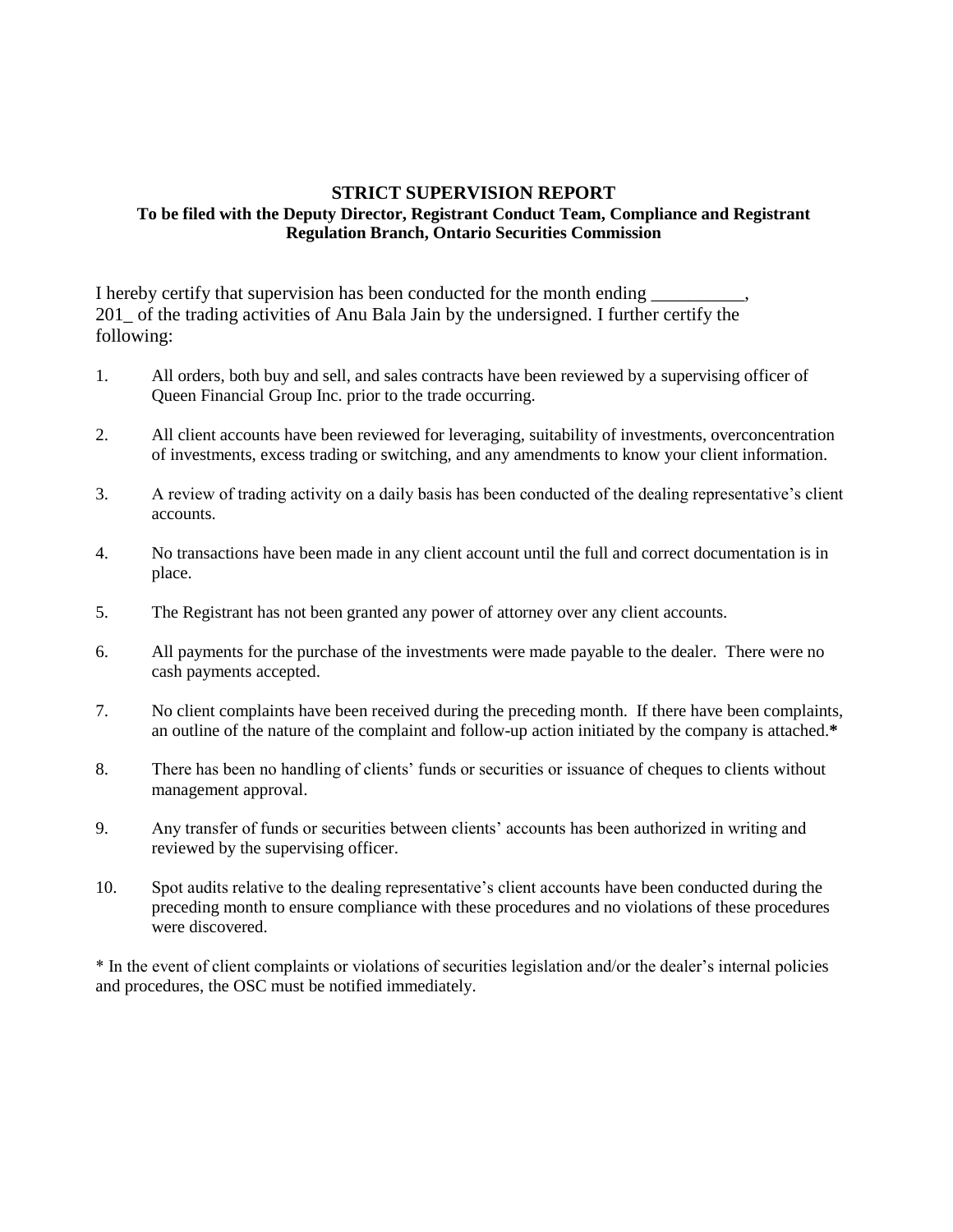**STRICT SUPERVISION REPORT**

**To be filed with the Deputy Director, Registrant Conduct Team, Compliance and Registrant Regulation Branch, Ontario Securities Commission**

I hereby certify that supervision has been conducted for the month ending __________, 201_ of the trading activities of Anu Bala Jain by the undersigned. I further certify the following:

1. All orders, both buy and sell, and sales contracts have been reviewed by a supervising officer of Queen Financial Group Inc. prior to the trade occurring.

2. All client accounts have been reviewed for leveraging, suitability of investments, overconcentration of investments, excess trading or switching, and any amendments to know your client information.

3. A review of trading activity on a daily basis has been conducted of the dealing representative's client accounts.

4. No transactions have been made in any client account until the full and correct documentation is in place.

5. The Registrant has not been granted any power of attorney over any client accounts.

6. All payments for the purchase of the investments were made payable to the dealer. There were no cash payments accepted.

7. No client complaints have been received during the preceding month. If there have been complaints, an outline of the nature of the complaint and follow-up action initiated by the company is attached.*

8. There has been no handling of clients' funds or securities or issuance of cheques to clients without management approval.

9. Any transfer of funds or securities between clients' accounts has been authorized in writing and reviewed by the supervising officer.

10. Spot audits relative to the dealing representative's client accounts have been conducted during the preceding month to ensure compliance with these procedures and no violations of these procedures were discovered.

* In the event of client complaints or violations of securities legislation and/or the dealer's internal policies and procedures, the OSC must be notified immediately.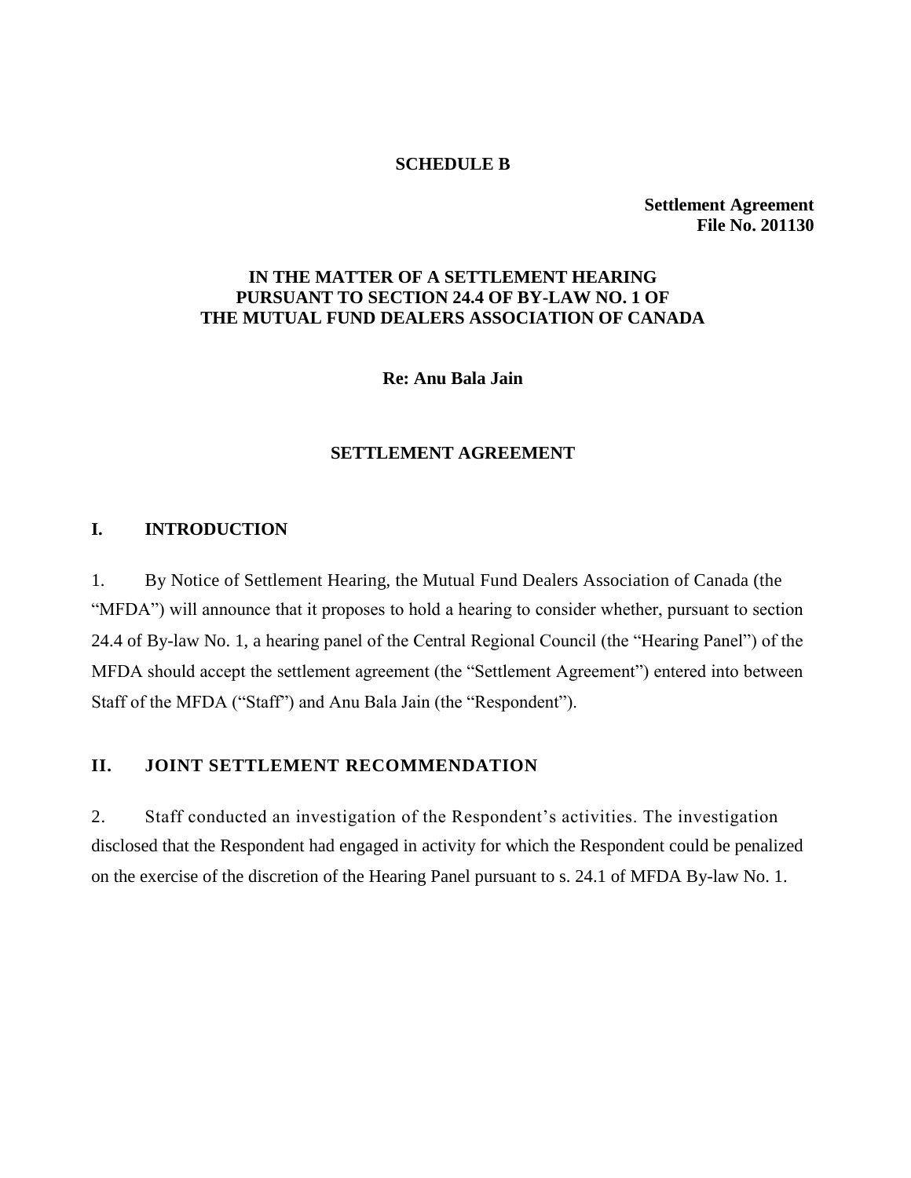**SCHEDULE B**

**Settlement Agreement**
**File No. 201130**

**IN THE MATTER OF A SETTLEMENT HEARING PURSUANT TO SECTION 24.4 OF BY-LAW NO. 1 OF THE MUTUAL FUND DEALERS ASSOCIATION OF CANADA**

**Re: Anu Bala Jain**

**SETTLEMENT AGREEMENT**

## I. INTRODUCTION

1. By Notice of Settlement Hearing, the Mutual Fund Dealers Association of Canada (the "MFDA") will announce that it proposes to hold a hearing to consider whether, pursuant to section 24.4 of By-law No. 1, a hearing panel of the Central Regional Council (the "Hearing Panel") of the MFDA should accept the settlement agreement (the "Settlement Agreement") entered into between Staff of the MFDA ("Staff") and Anu Bala Jain (the "Respondent").

## II. JOINT SETTLEMENT RECOMMENDATION

2. Staff conducted an investigation of the Respondent's activities. The investigation disclosed that the Respondent had engaged in activity for which the Respondent could be penalized on the exercise of the discretion of the Hearing Panel pursuant to s. 24.1 of MFDA By-law No. 1.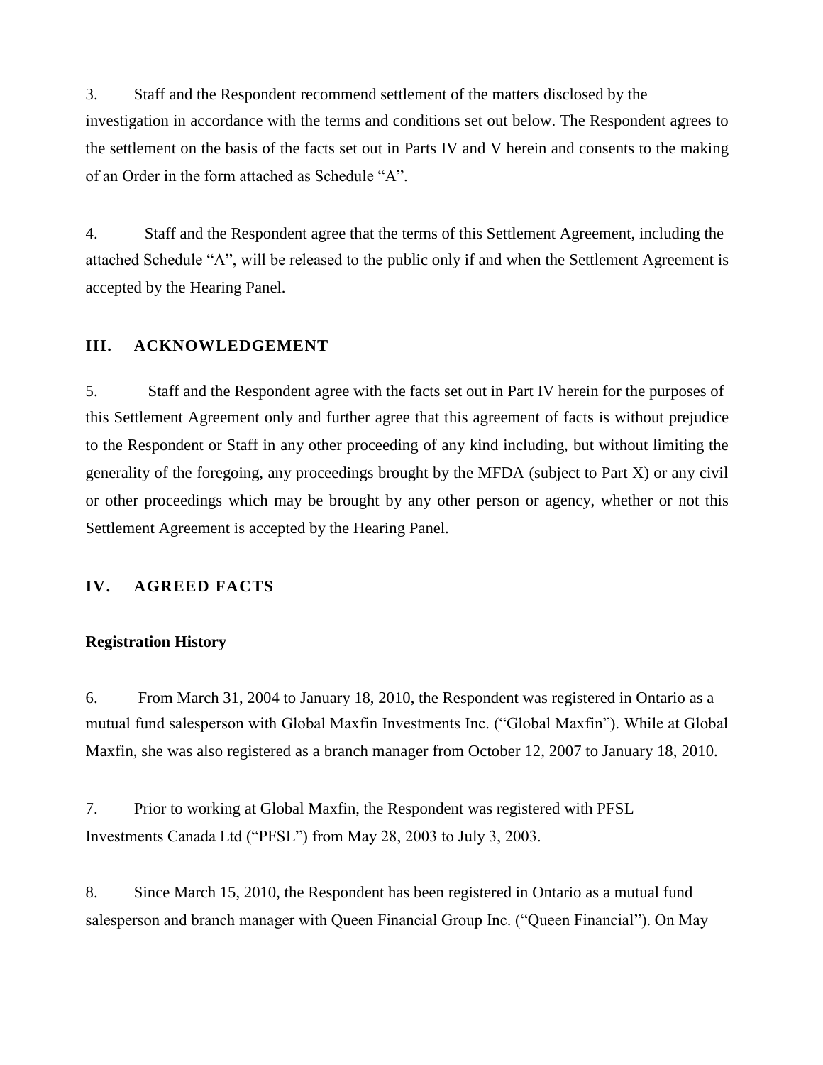3. Staff and the Respondent recommend settlement of the matters disclosed by the investigation in accordance with the terms and conditions set out below. The Respondent agrees to the settlement on the basis of the facts set out in Parts IV and V herein and consents to the making of an Order in the form attached as Schedule "A".

4. Staff and the Respondent agree that the terms of this Settlement Agreement, including the attached Schedule "A", will be released to the public only if and when the Settlement Agreement is accepted by the Hearing Panel.

## III. ACKNOWLEDGEMENT

5. Staff and the Respondent agree with the facts set out in Part IV herein for the purposes of this Settlement Agreement only and further agree that this agreement of facts is without prejudice to the Respondent or Staff in any other proceeding of any kind including, but without limiting the generality of the foregoing, any proceedings brought by the MFDA (subject to Part X) or any civil or other proceedings which may be brought by any other person or agency, whether or not this Settlement Agreement is accepted by the Hearing Panel.

## IV. AGREED FACTS

### Registration History

6. From March 31, 2004 to January 18, 2010, the Respondent was registered in Ontario as a mutual fund salesperson with Global Maxfin Investments Inc. ("Global Maxfin"). While at Global Maxfin, she was also registered as a branch manager from October 12, 2007 to January 18, 2010.

7. Prior to working at Global Maxfin, the Respondent was registered with PFSL Investments Canada Ltd ("PFSL") from May 28, 2003 to July 3, 2003.

8. Since March 15, 2010, the Respondent has been registered in Ontario as a mutual fund salesperson and branch manager with Queen Financial Group Inc. ("Queen Financial"). On May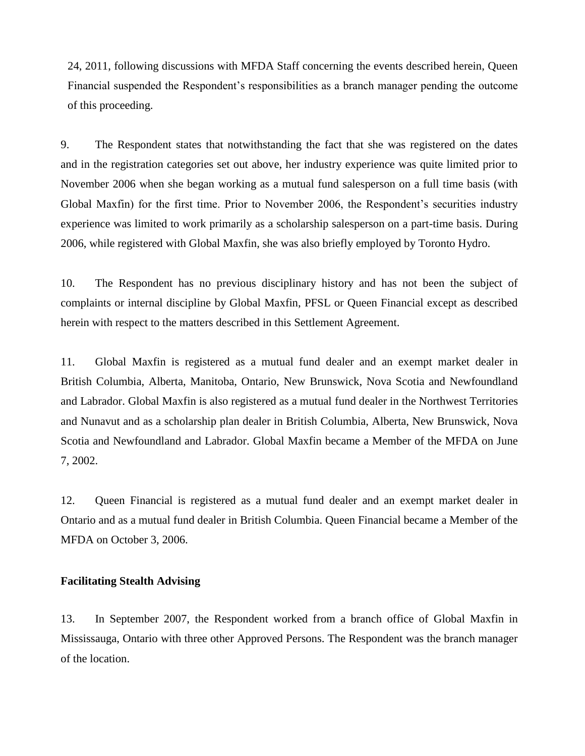24, 2011, following discussions with MFDA Staff concerning the events described herein, Queen Financial suspended the Respondent's responsibilities as a branch manager pending the outcome of this proceeding.

9. The Respondent states that notwithstanding the fact that she was registered on the dates and in the registration categories set out above, her industry experience was quite limited prior to November 2006 when she began working as a mutual fund salesperson on a full time basis (with Global Maxfin) for the first time. Prior to November 2006, the Respondent's securities industry experience was limited to work primarily as a scholarship salesperson on a part-time basis. During 2006, while registered with Global Maxfin, she was also briefly employed by Toronto Hydro.

10. The Respondent has no previous disciplinary history and has not been the subject of complaints or internal discipline by Global Maxfin, PFSL or Queen Financial except as described herein with respect to the matters described in this Settlement Agreement.

11. Global Maxfin is registered as a mutual fund dealer and an exempt market dealer in British Columbia, Alberta, Manitoba, Ontario, New Brunswick, Nova Scotia and Newfoundland and Labrador. Global Maxfin is also registered as a mutual fund dealer in the Northwest Territories and Nunavut and as a scholarship plan dealer in British Columbia, Alberta, New Brunswick, Nova Scotia and Newfoundland and Labrador. Global Maxfin became a Member of the MFDA on June 7, 2002.

12. Queen Financial is registered as a mutual fund dealer and an exempt market dealer in Ontario and as a mutual fund dealer in British Columbia. Queen Financial became a Member of the MFDA on October 3, 2006.

**Facilitating Stealth Advising**

13. In September 2007, the Respondent worked from a branch office of Global Maxfin in Mississauga, Ontario with three other Approved Persons. The Respondent was the branch manager of the location.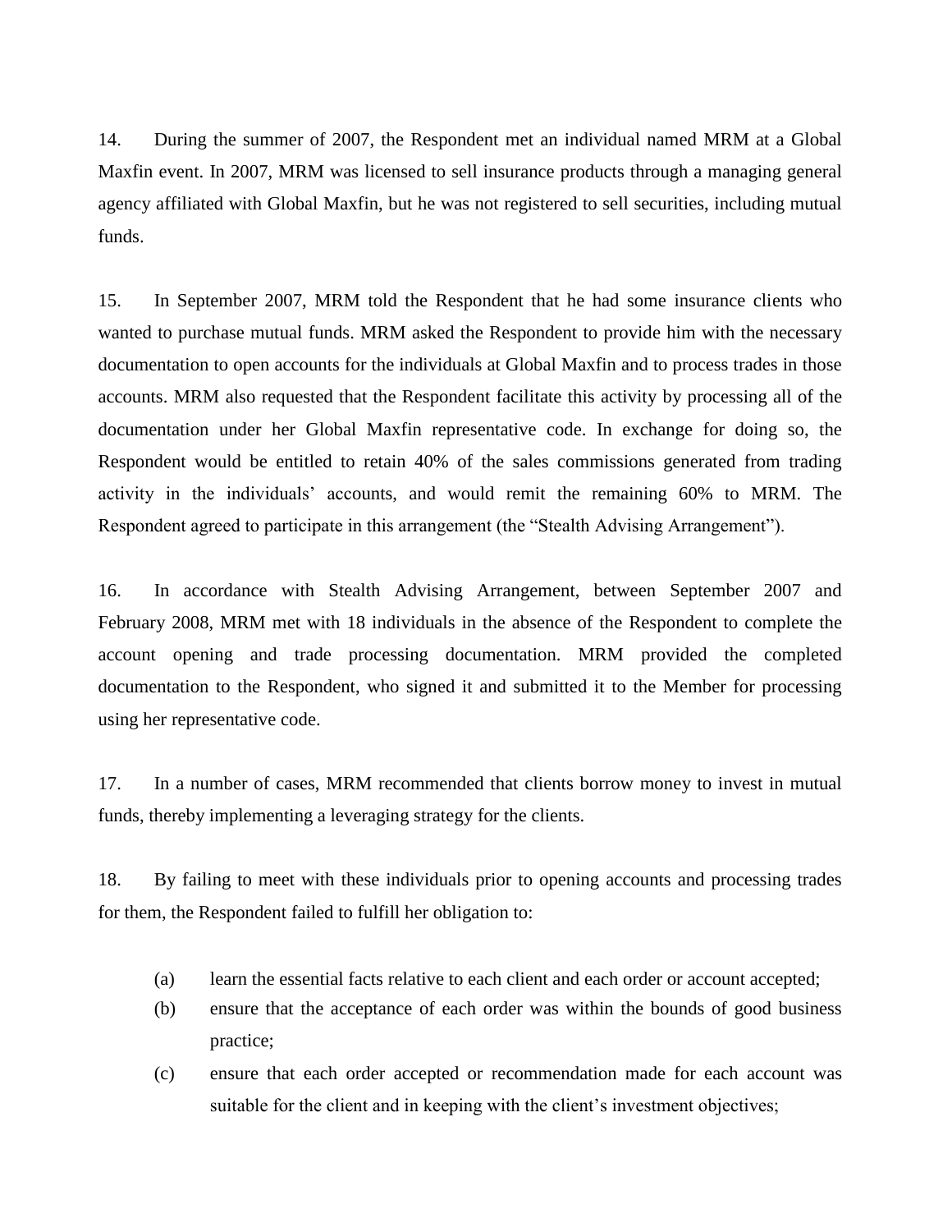14. During the summer of 2007, the Respondent met an individual named MRM at a Global Maxfin event. In 2007, MRM was licensed to sell insurance products through a managing general agency affiliated with Global Maxfin, but he was not registered to sell securities, including mutual funds.

15. In September 2007, MRM told the Respondent that he had some insurance clients who wanted to purchase mutual funds. MRM asked the Respondent to provide him with the necessary documentation to open accounts for the individuals at Global Maxfin and to process trades in those accounts. MRM also requested that the Respondent facilitate this activity by processing all of the documentation under her Global Maxfin representative code. In exchange for doing so, the Respondent would be entitled to retain 40% of the sales commissions generated from trading activity in the individuals' accounts, and would remit the remaining 60% to MRM. The Respondent agreed to participate in this arrangement (the "Stealth Advising Arrangement").

16. In accordance with Stealth Advising Arrangement, between September 2007 and February 2008, MRM met with 18 individuals in the absence of the Respondent to complete the account opening and trade processing documentation. MRM provided the completed documentation to the Respondent, who signed it and submitted it to the Member for processing using her representative code.

17. In a number of cases, MRM recommended that clients borrow money to invest in mutual funds, thereby implementing a leveraging strategy for the clients.

18. By failing to meet with these individuals prior to opening accounts and processing trades for them, the Respondent failed to fulfill her obligation to:

(a) learn the essential facts relative to each client and each order or account accepted;

(b) ensure that the acceptance of each order was within the bounds of good business practice;

(c) ensure that each order accepted or recommendation made for each account was suitable for the client and in keeping with the client's investment objectives;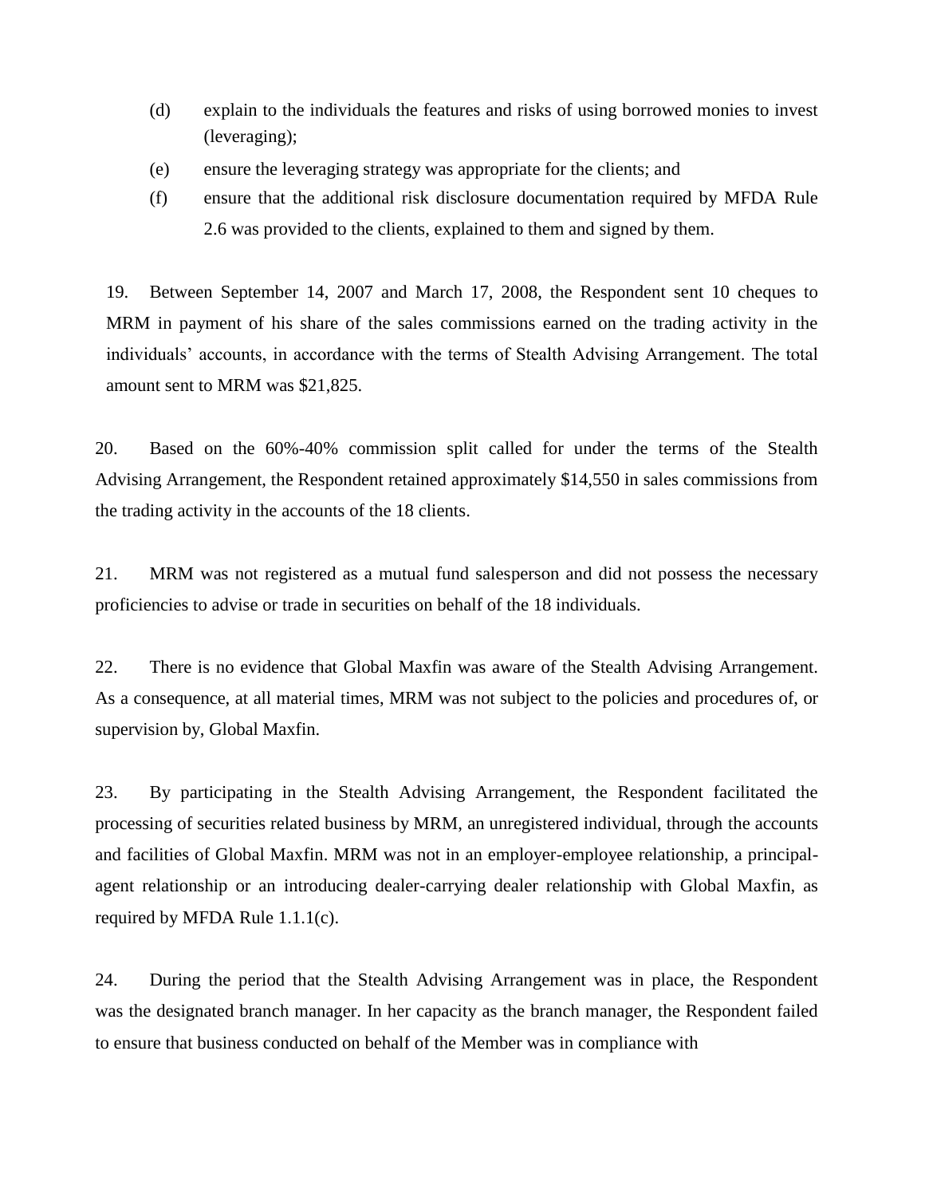(d) explain to the individuals the features and risks of using borrowed monies to invest (leveraging);

(e) ensure the leveraging strategy was appropriate for the clients; and

(f) ensure that the additional risk disclosure documentation required by MFDA Rule 2.6 was provided to the clients, explained to them and signed by them.

19. Between September 14, 2007 and March 17, 2008, the Respondent sent 10 cheques to MRM in payment of his share of the sales commissions earned on the trading activity in the individuals' accounts, in accordance with the terms of Stealth Advising Arrangement. The total amount sent to MRM was $21,825.

20. Based on the 60%-40% commission split called for under the terms of the Stealth Advising Arrangement, the Respondent retained approximately $14,550 in sales commissions from the trading activity in the accounts of the 18 clients.

21. MRM was not registered as a mutual fund salesperson and did not possess the necessary proficiencies to advise or trade in securities on behalf of the 18 individuals.

22. There is no evidence that Global Maxfin was aware of the Stealth Advising Arrangement. As a consequence, at all material times, MRM was not subject to the policies and procedures of, or supervision by, Global Maxfin.

23. By participating in the Stealth Advising Arrangement, the Respondent facilitated the processing of securities related business by MRM, an unregistered individual, through the accounts and facilities of Global Maxfin. MRM was not in an employer-employee relationship, a principal-agent relationship or an introducing dealer-carrying dealer relationship with Global Maxfin, as required by MFDA Rule 1.1.1(c).

24. During the period that the Stealth Advising Arrangement was in place, the Respondent was the designated branch manager. In her capacity as the branch manager, the Respondent failed to ensure that business conducted on behalf of the Member was in compliance with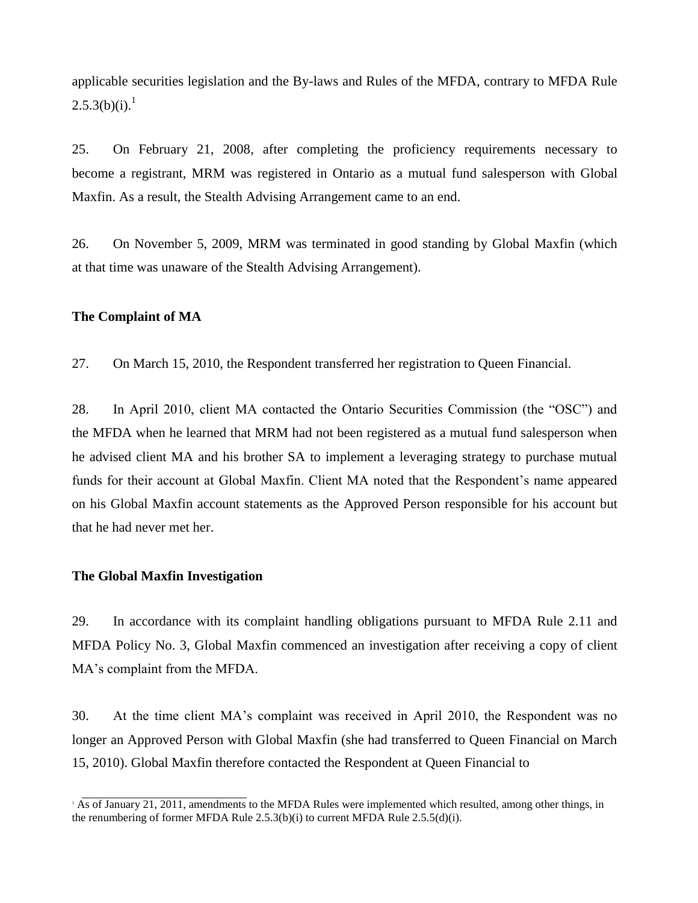applicable securities legislation and the By-laws and Rules of the MFDA, contrary to MFDA Rule 2.5.3(b)(i).[1]

25. On February 21, 2008, after completing the proficiency requirements necessary to become a registrant, MRM was registered in Ontario as a mutual fund salesperson with Global Maxfin. As a result, the Stealth Advising Arrangement came to an end.

26. On November 5, 2009, MRM was terminated in good standing by Global Maxfin (which at that time was unaware of the Stealth Advising Arrangement).

**The Complaint of MA**

27. On March 15, 2010, the Respondent transferred her registration to Queen Financial.

28. In April 2010, client MA contacted the Ontario Securities Commission (the "OSC") and the MFDA when he learned that MRM had not been registered as a mutual fund salesperson when he advised client MA and his brother SA to implement a leveraging strategy to purchase mutual funds for their account at Global Maxfin. Client MA noted that the Respondent's name appeared on his Global Maxfin account statements as the Approved Person responsible for his account but that he had never met her.

**The Global Maxfin Investigation**

29. In accordance with its complaint handling obligations pursuant to MFDA Rule 2.11 and MFDA Policy No. 3, Global Maxfin commenced an investigation after receiving a copy of client MA's complaint from the MFDA.

30. At the time client MA's complaint was received in April 2010, the Respondent was no longer an Approved Person with Global Maxfin (she had transferred to Queen Financial on March 15, 2010). Global Maxfin therefore contacted the Respondent at Queen Financial to

[1] As of January 21, 2011, amendments to the MFDA Rules were implemented which resulted, among other things, in the renumbering of former MFDA Rule 2.5.3(b)(i) to current MFDA Rule 2.5.5(d)(i).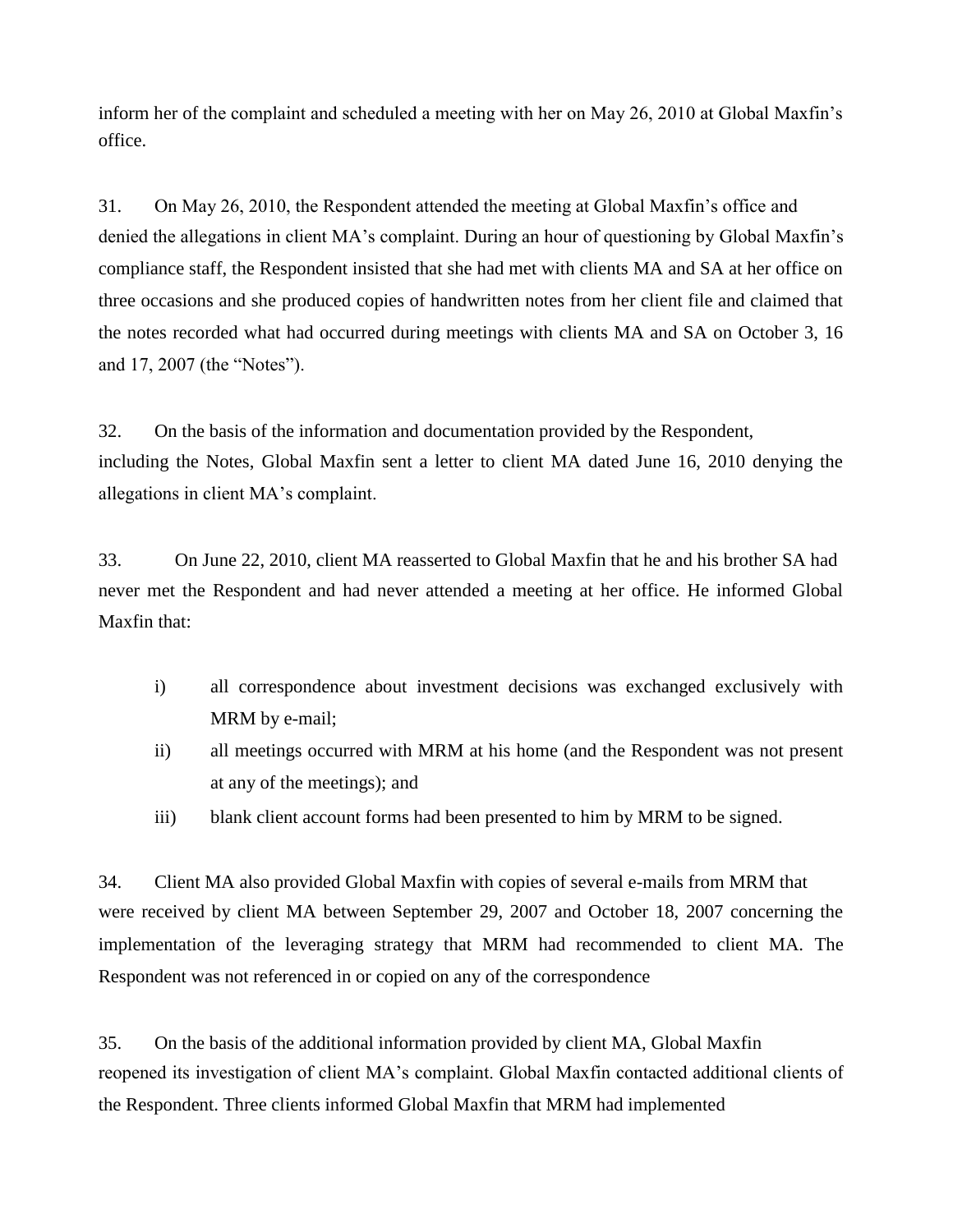inform her of the complaint and scheduled a meeting with her on May 26, 2010 at Global Maxfin's office.

31. On May 26, 2010, the Respondent attended the meeting at Global Maxfin's office and denied the allegations in client MA's complaint. During an hour of questioning by Global Maxfin's compliance staff, the Respondent insisted that she had met with clients MA and SA at her office on three occasions and she produced copies of handwritten notes from her client file and claimed that the notes recorded what had occurred during meetings with clients MA and SA on October 3, 16 and 17, 2007 (the "Notes").

32. On the basis of the information and documentation provided by the Respondent, including the Notes, Global Maxfin sent a letter to client MA dated June 16, 2010 denying the allegations in client MA's complaint.

33. On June 22, 2010, client MA reasserted to Global Maxfin that he and his brother SA had never met the Respondent and had never attended a meeting at her office. He informed Global Maxfin that:

- i) all correspondence about investment decisions was exchanged exclusively with MRM by e-mail;
- ii) all meetings occurred with MRM at his home (and the Respondent was not present at any of the meetings); and
- iii) blank client account forms had been presented to him by MRM to be signed.

34. Client MA also provided Global Maxfin with copies of several e-mails from MRM that were received by client MA between September 29, 2007 and October 18, 2007 concerning the implementation of the leveraging strategy that MRM had recommended to client MA. The Respondent was not referenced in or copied on any of the correspondence

35. On the basis of the additional information provided by client MA, Global Maxfin reopened its investigation of client MA's complaint. Global Maxfin contacted additional clients of the Respondent. Three clients informed Global Maxfin that MRM had implemented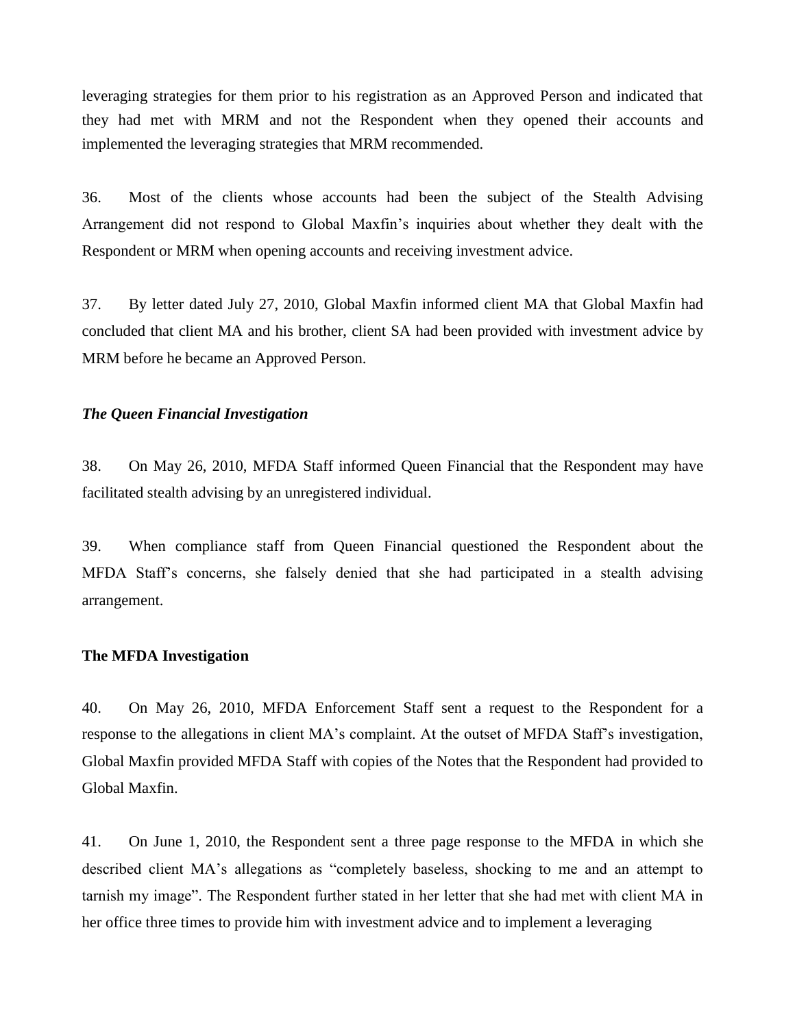leveraging strategies for them prior to his registration as an Approved Person and indicated that they had met with MRM and not the Respondent when they opened their accounts and implemented the leveraging strategies that MRM recommended.

36. Most of the clients whose accounts had been the subject of the Stealth Advising Arrangement did not respond to Global Maxfin's inquiries about whether they dealt with the Respondent or MRM when opening accounts and receiving investment advice.

37. By letter dated July 27, 2010, Global Maxfin informed client MA that Global Maxfin had concluded that client MA and his brother, client SA had been provided with investment advice by MRM before he became an Approved Person.

***The Queen Financial Investigation***

38. On May 26, 2010, MFDA Staff informed Queen Financial that the Respondent may have facilitated stealth advising by an unregistered individual.

39. When compliance staff from Queen Financial questioned the Respondent about the MFDA Staff's concerns, she falsely denied that she had participated in a stealth advising arrangement.

**The MFDA Investigation**

40. On May 26, 2010, MFDA Enforcement Staff sent a request to the Respondent for a response to the allegations in client MA's complaint. At the outset of MFDA Staff's investigation, Global Maxfin provided MFDA Staff with copies of the Notes that the Respondent had provided to Global Maxfin.

41. On June 1, 2010, the Respondent sent a three page response to the MFDA in which she described client MA's allegations as "completely baseless, shocking to me and an attempt to tarnish my image". The Respondent further stated in her letter that she had met with client MA in her office three times to provide him with investment advice and to implement a leveraging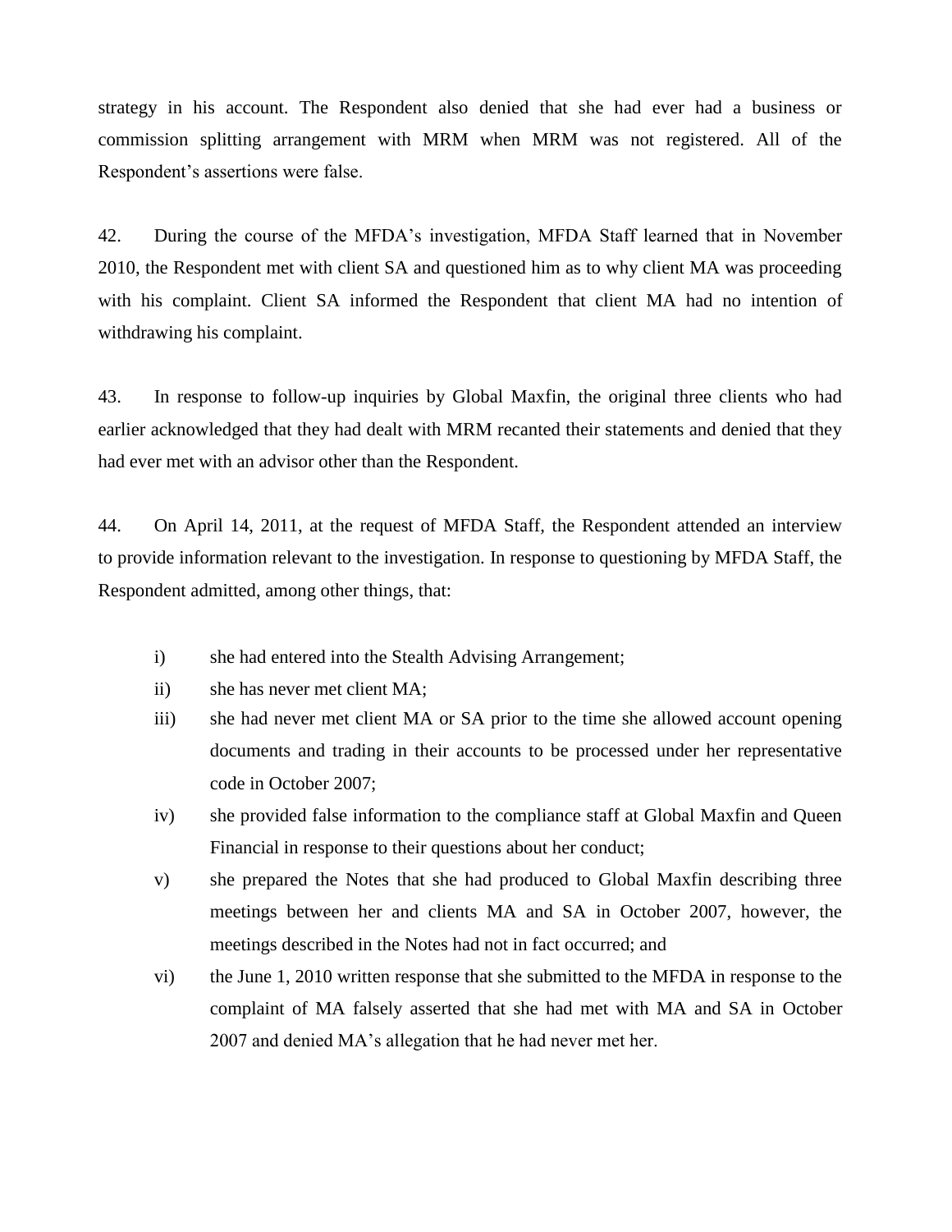strategy in his account. The Respondent also denied that she had ever had a business or commission splitting arrangement with MRM when MRM was not registered. All of the Respondent's assertions were false.

42. During the course of the MFDA's investigation, MFDA Staff learned that in November 2010, the Respondent met with client SA and questioned him as to why client MA was proceeding with his complaint. Client SA informed the Respondent that client MA had no intention of withdrawing his complaint.

43. In response to follow-up inquiries by Global Maxfin, the original three clients who had earlier acknowledged that they had dealt with MRM recanted their statements and denied that they had ever met with an advisor other than the Respondent.

44. On April 14, 2011, at the request of MFDA Staff, the Respondent attended an interview to provide information relevant to the investigation. In response to questioning by MFDA Staff, the Respondent admitted, among other things, that:

i) she had entered into the Stealth Advising Arrangement;

ii) she has never met client MA;

iii) she had never met client MA or SA prior to the time she allowed account opening documents and trading in their accounts to be processed under her representative code in October 2007;

iv) she provided false information to the compliance staff at Global Maxfin and Queen Financial in response to their questions about her conduct;

v) she prepared the Notes that she had produced to Global Maxfin describing three meetings between her and clients MA and SA in October 2007, however, the meetings described in the Notes had not in fact occurred; and

vi) the June 1, 2010 written response that she submitted to the MFDA in response to the complaint of MA falsely asserted that she had met with MA and SA in October 2007 and denied MA's allegation that he had never met her.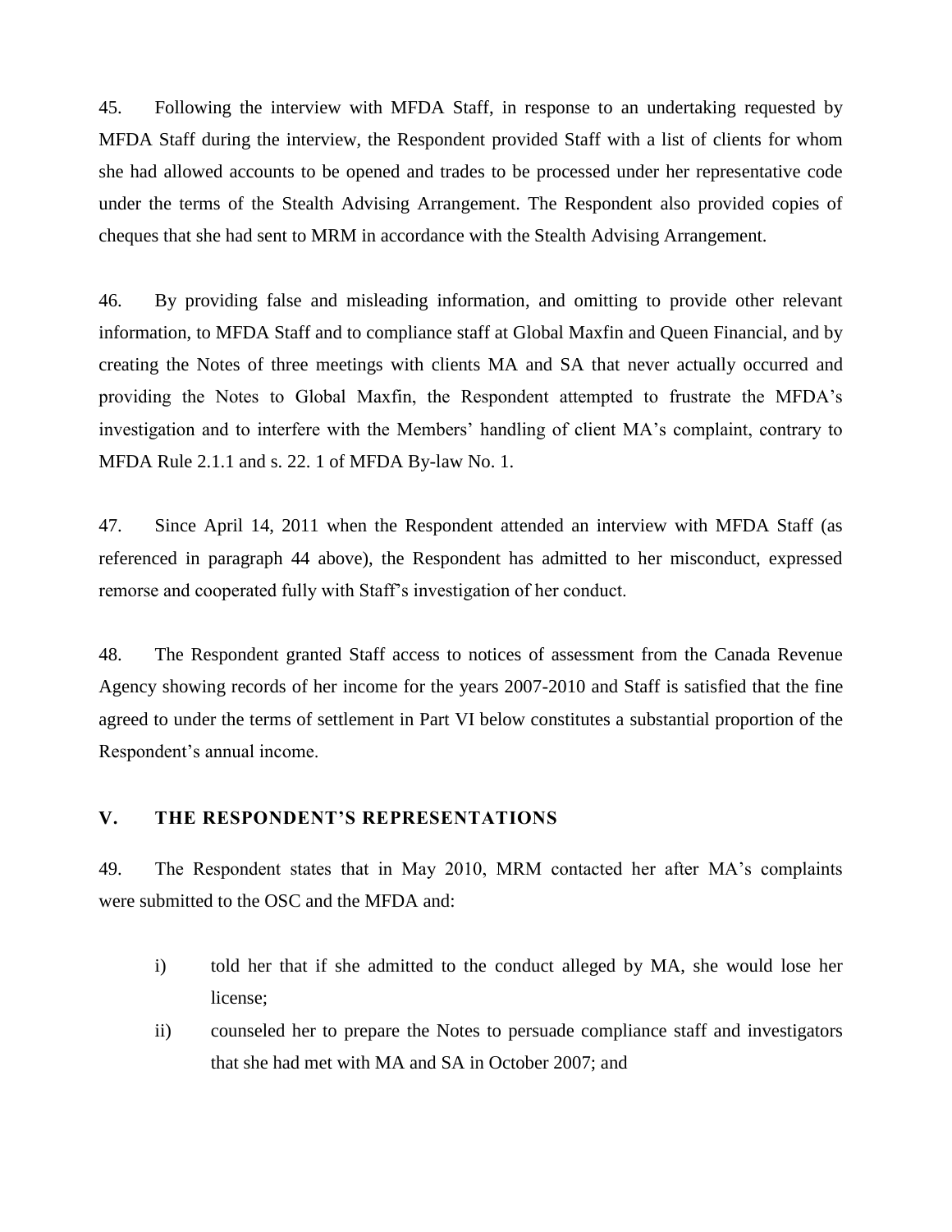45. Following the interview with MFDA Staff, in response to an undertaking requested by MFDA Staff during the interview, the Respondent provided Staff with a list of clients for whom she had allowed accounts to be opened and trades to be processed under her representative code under the terms of the Stealth Advising Arrangement. The Respondent also provided copies of cheques that she had sent to MRM in accordance with the Stealth Advising Arrangement.

46. By providing false and misleading information, and omitting to provide other relevant information, to MFDA Staff and to compliance staff at Global Maxfin and Queen Financial, and by creating the Notes of three meetings with clients MA and SA that never actually occurred and providing the Notes to Global Maxfin, the Respondent attempted to frustrate the MFDA's investigation and to interfere with the Members' handling of client MA's complaint, contrary to MFDA Rule 2.1.1 and s. 22. 1 of MFDA By-law No. 1.

47. Since April 14, 2011 when the Respondent attended an interview with MFDA Staff (as referenced in paragraph 44 above), the Respondent has admitted to her misconduct, expressed remorse and cooperated fully with Staff's investigation of her conduct.

48. The Respondent granted Staff access to notices of assessment from the Canada Revenue Agency showing records of her income for the years 2007-2010 and Staff is satisfied that the fine agreed to under the terms of settlement in Part VI below constitutes a substantial proportion of the Respondent's annual income.

## V. THE RESPONDENT'S REPRESENTATIONS

49. The Respondent states that in May 2010, MRM contacted her after MA's complaints were submitted to the OSC and the MFDA and:

i) told her that if she admitted to the conduct alleged by MA, she would lose her license;

ii) counseled her to prepare the Notes to persuade compliance staff and investigators that she had met with MA and SA in October 2007; and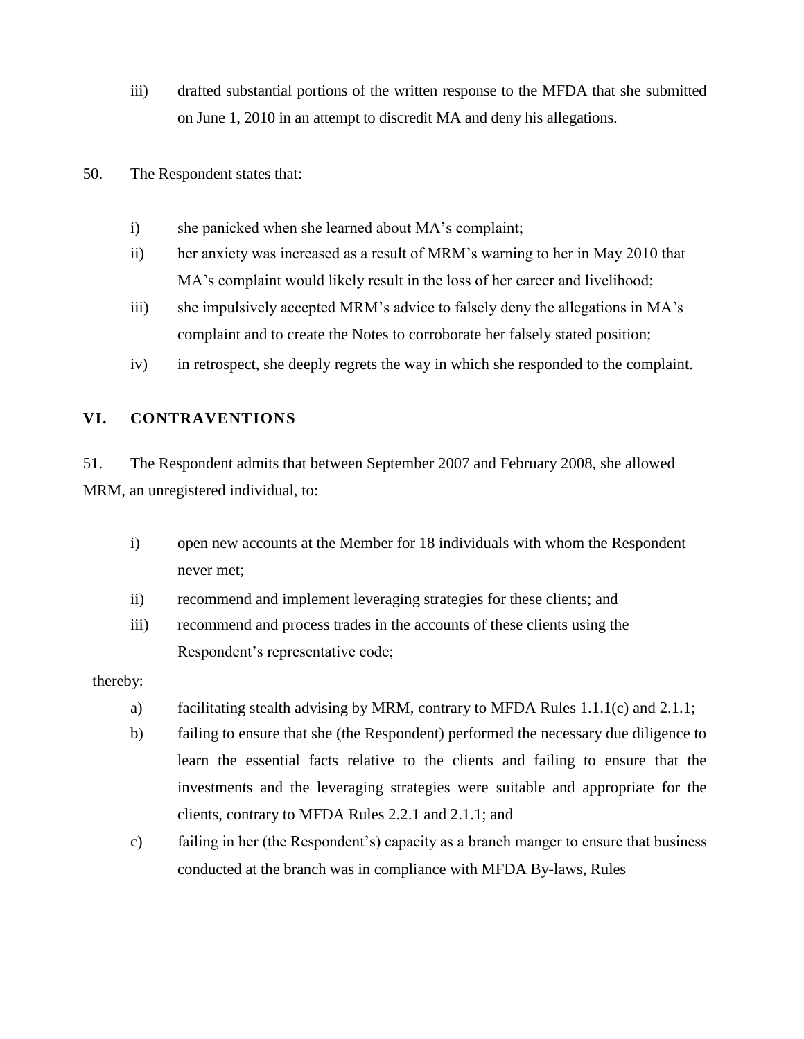iii) drafted substantial portions of the written response to the MFDA that she submitted on June 1, 2010 in an attempt to discredit MA and deny his allegations.

50. The Respondent states that:

i) she panicked when she learned about MA's complaint;

ii) her anxiety was increased as a result of MRM's warning to her in May 2010 that MA's complaint would likely result in the loss of her career and livelihood;

iii) she impulsively accepted MRM's advice to falsely deny the allegations in MA's complaint and to create the Notes to corroborate her falsely stated position;

iv) in retrospect, she deeply regrets the way in which she responded to the complaint.

## VI. CONTRAVENTIONS

51. The Respondent admits that between September 2007 and February 2008, she allowed MRM, an unregistered individual, to:

i) open new accounts at the Member for 18 individuals with whom the Respondent never met;

ii) recommend and implement leveraging strategies for these clients; and

iii) recommend and process trades in the accounts of these clients using the Respondent's representative code;

thereby:

a) facilitating stealth advising by MRM, contrary to MFDA Rules 1.1.1(c) and 2.1.1;

b) failing to ensure that she (the Respondent) performed the necessary due diligence to learn the essential facts relative to the clients and failing to ensure that the investments and the leveraging strategies were suitable and appropriate for the clients, contrary to MFDA Rules 2.2.1 and 2.1.1; and

c) failing in her (the Respondent's) capacity as a branch manger to ensure that business conducted at the branch was in compliance with MFDA By-laws, Rules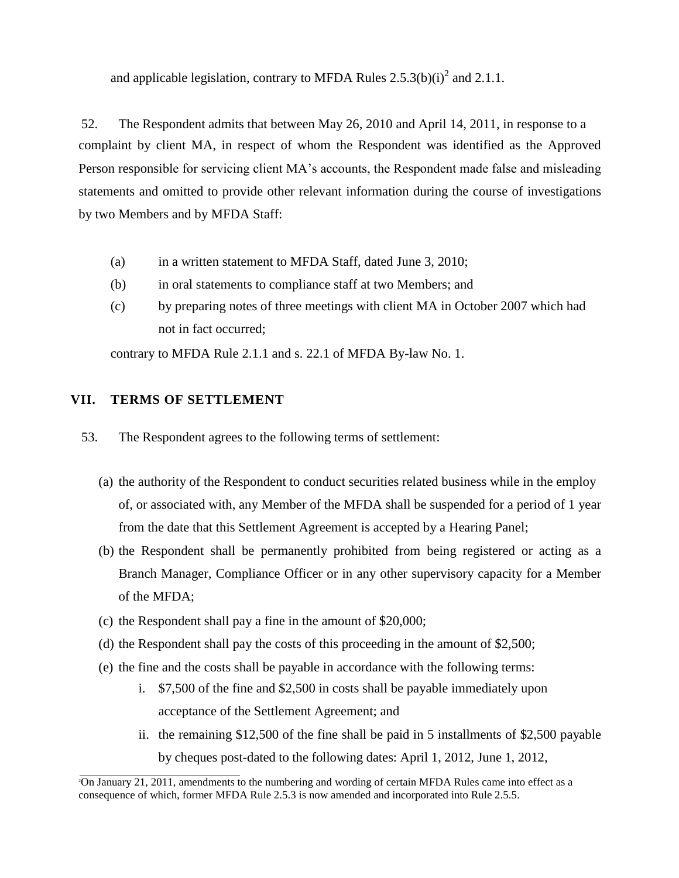and applicable legislation, contrary to MFDA Rules 2.5.3(b)(i)[2] and 2.1.1.

52. The Respondent admits that between May 26, 2010 and April 14, 2011, in response to a complaint by client MA, in respect of whom the Respondent was identified as the Approved Person responsible for servicing client MA's accounts, the Respondent made false and misleading statements and omitted to provide other relevant information during the course of investigations by two Members and by MFDA Staff:

(a) in a written statement to MFDA Staff, dated June 3, 2010;

(b) in oral statements to compliance staff at two Members; and

(c) by preparing notes of three meetings with client MA in October 2007 which had not in fact occurred;

contrary to MFDA Rule 2.1.1 and s. 22.1 of MFDA By-law No. 1.

## VII. TERMS OF SETTLEMENT

53. The Respondent agrees to the following terms of settlement:

(a) the authority of the Respondent to conduct securities related business while in the employ of, or associated with, any Member of the MFDA shall be suspended for a period of 1 year from the date that this Settlement Agreement is accepted by a Hearing Panel;

(b) the Respondent shall be permanently prohibited from being registered or acting as a Branch Manager, Compliance Officer or in any other supervisory capacity for a Member of the MFDA;

(c) the Respondent shall pay a fine in the amount of $20,000;

(d) the Respondent shall pay the costs of this proceeding in the amount of $2,500;

(e) the fine and the costs shall be payable in accordance with the following terms:

   i. $7,500 of the fine and $2,500 in costs shall be payable immediately upon acceptance of the Settlement Agreement; and

   ii. the remaining $12,500 of the fine shall be paid in 5 installments of $2,500 payable by cheques post-dated to the following dates: April 1, 2012, June 1, 2012,

[2] On January 21, 2011, amendments to the numbering and wording of certain MFDA Rules came into effect as a consequence of which, former MFDA Rule 2.5.3 is now amended and incorporated into Rule 2.5.5.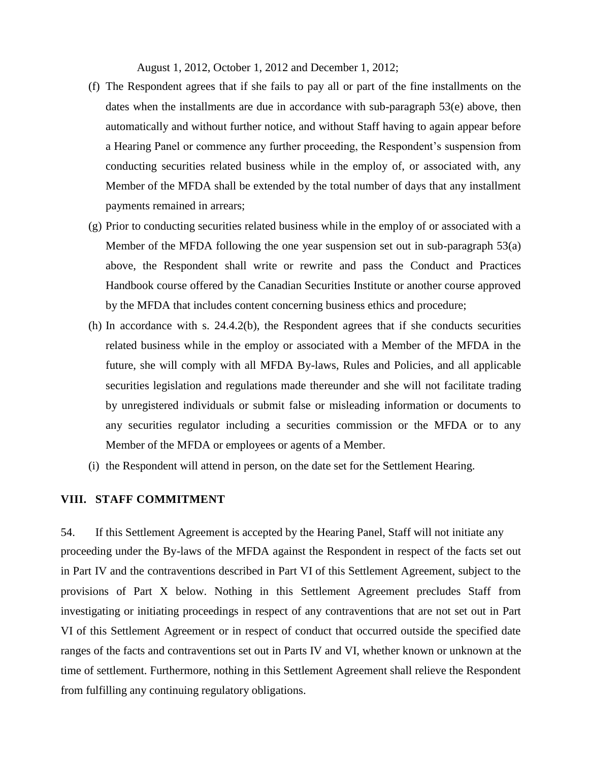August 1, 2012, October 1, 2012 and December 1, 2012;

(f) The Respondent agrees that if she fails to pay all or part of the fine installments on the dates when the installments are due in accordance with sub-paragraph 53(e) above, then automatically and without further notice, and without Staff having to again appear before a Hearing Panel or commence any further proceeding, the Respondent's suspension from conducting securities related business while in the employ of, or associated with, any Member of the MFDA shall be extended by the total number of days that any installment payments remained in arrears;

(g) Prior to conducting securities related business while in the employ of or associated with a Member of the MFDA following the one year suspension set out in sub-paragraph 53(a) above, the Respondent shall write or rewrite and pass the Conduct and Practices Handbook course offered by the Canadian Securities Institute or another course approved by the MFDA that includes content concerning business ethics and procedure;

(h) In accordance with s. 24.4.2(b), the Respondent agrees that if she conducts securities related business while in the employ or associated with a Member of the MFDA in the future, she will comply with all MFDA By-laws, Rules and Policies, and all applicable securities legislation and regulations made thereunder and she will not facilitate trading by unregistered individuals or submit false or misleading information or documents to any securities regulator including a securities commission or the MFDA or to any Member of the MFDA or employees or agents of a Member.

(i) the Respondent will attend in person, on the date set for the Settlement Hearing.

## VIII. STAFF COMMITMENT

54. If this Settlement Agreement is accepted by the Hearing Panel, Staff will not initiate any proceeding under the By-laws of the MFDA against the Respondent in respect of the facts set out in Part IV and the contraventions described in Part VI of this Settlement Agreement, subject to the provisions of Part X below. Nothing in this Settlement Agreement precludes Staff from investigating or initiating proceedings in respect of any contraventions that are not set out in Part VI of this Settlement Agreement or in respect of conduct that occurred outside the specified date ranges of the facts and contraventions set out in Parts IV and VI, whether known or unknown at the time of settlement. Furthermore, nothing in this Settlement Agreement shall relieve the Respondent from fulfilling any continuing regulatory obligations.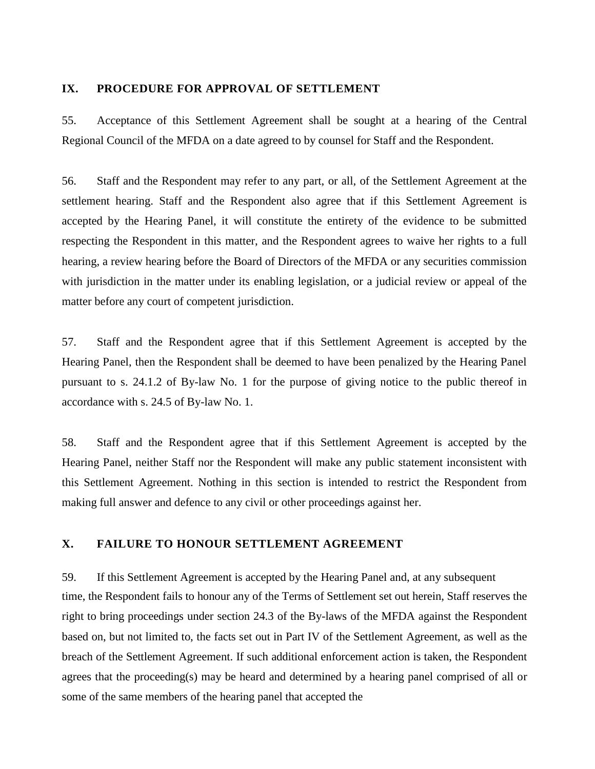## IX. PROCEDURE FOR APPROVAL OF SETTLEMENT

55. Acceptance of this Settlement Agreement shall be sought at a hearing of the Central Regional Council of the MFDA on a date agreed to by counsel for Staff and the Respondent.

56. Staff and the Respondent may refer to any part, or all, of the Settlement Agreement at the settlement hearing. Staff and the Respondent also agree that if this Settlement Agreement is accepted by the Hearing Panel, it will constitute the entirety of the evidence to be submitted respecting the Respondent in this matter, and the Respondent agrees to waive her rights to a full hearing, a review hearing before the Board of Directors of the MFDA or any securities commission with jurisdiction in the matter under its enabling legislation, or a judicial review or appeal of the matter before any court of competent jurisdiction.

57. Staff and the Respondent agree that if this Settlement Agreement is accepted by the Hearing Panel, then the Respondent shall be deemed to have been penalized by the Hearing Panel pursuant to s. 24.1.2 of By-law No. 1 for the purpose of giving notice to the public thereof in accordance with s. 24.5 of By-law No. 1.

58. Staff and the Respondent agree that if this Settlement Agreement is accepted by the Hearing Panel, neither Staff nor the Respondent will make any public statement inconsistent with this Settlement Agreement. Nothing in this section is intended to restrict the Respondent from making full answer and defence to any civil or other proceedings against her.

## X. FAILURE TO HONOUR SETTLEMENT AGREEMENT

59. If this Settlement Agreement is accepted by the Hearing Panel and, at any subsequent time, the Respondent fails to honour any of the Terms of Settlement set out herein, Staff reserves the right to bring proceedings under section 24.3 of the By-laws of the MFDA against the Respondent based on, but not limited to, the facts set out in Part IV of the Settlement Agreement, as well as the breach of the Settlement Agreement. If such additional enforcement action is taken, the Respondent agrees that the proceeding(s) may be heard and determined by a hearing panel comprised of all or some of the same members of the hearing panel that accepted the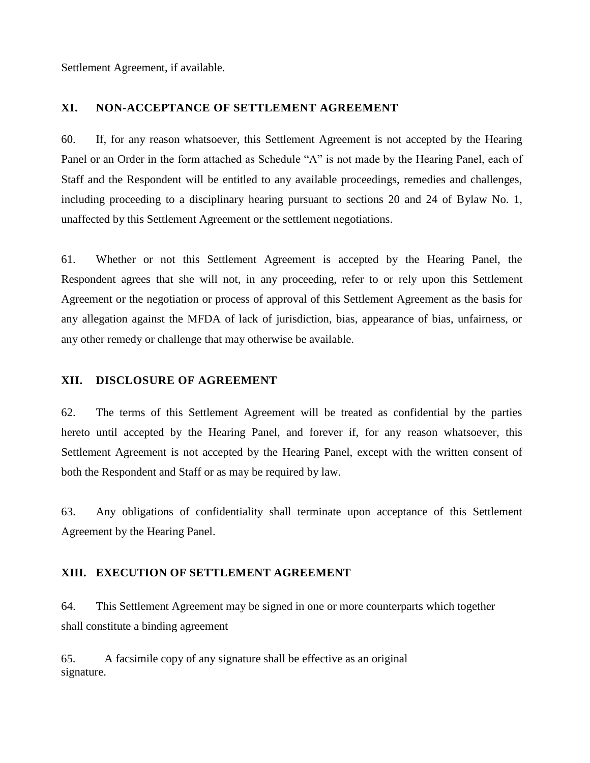Settlement Agreement, if available.

## XI. NON-ACCEPTANCE OF SETTLEMENT AGREEMENT

60. If, for any reason whatsoever, this Settlement Agreement is not accepted by the Hearing Panel or an Order in the form attached as Schedule "A" is not made by the Hearing Panel, each of Staff and the Respondent will be entitled to any available proceedings, remedies and challenges, including proceeding to a disciplinary hearing pursuant to sections 20 and 24 of Bylaw No. 1, unaffected by this Settlement Agreement or the settlement negotiations.

61. Whether or not this Settlement Agreement is accepted by the Hearing Panel, the Respondent agrees that she will not, in any proceeding, refer to or rely upon this Settlement Agreement or the negotiation or process of approval of this Settlement Agreement as the basis for any allegation against the MFDA of lack of jurisdiction, bias, appearance of bias, unfairness, or any other remedy or challenge that may otherwise be available.

## XII. DISCLOSURE OF AGREEMENT

62. The terms of this Settlement Agreement will be treated as confidential by the parties hereto until accepted by the Hearing Panel, and forever if, for any reason whatsoever, this Settlement Agreement is not accepted by the Hearing Panel, except with the written consent of both the Respondent and Staff or as may be required by law.

63. Any obligations of confidentiality shall terminate upon acceptance of this Settlement Agreement by the Hearing Panel.

## XIII. EXECUTION OF SETTLEMENT AGREEMENT

64. This Settlement Agreement may be signed in one or more counterparts which together shall constitute a binding agreement

65. A facsimile copy of any signature shall be effective as an original signature.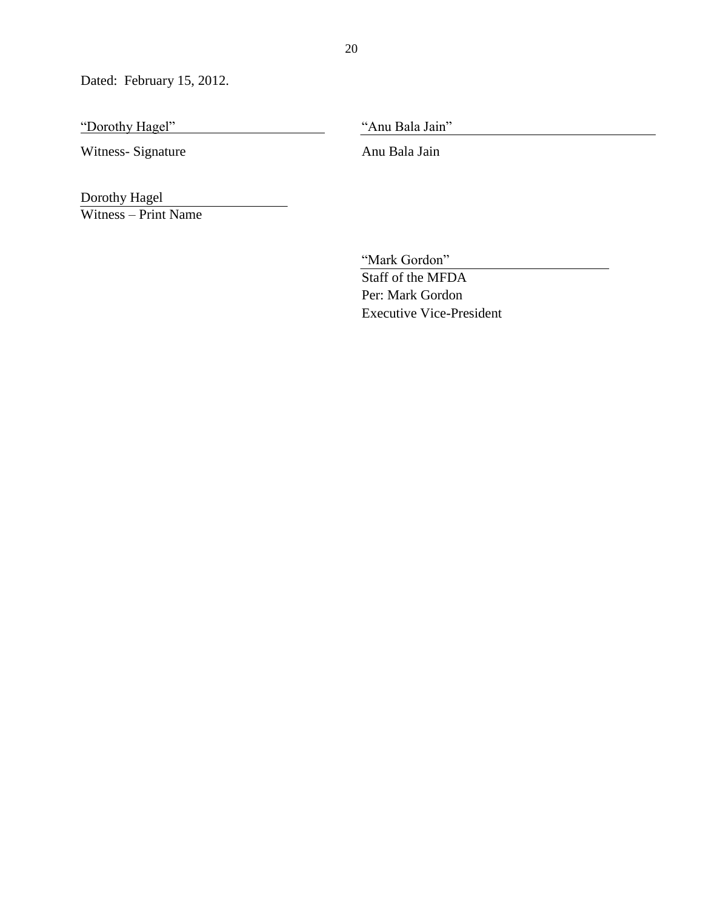Dated: February 15, 2012.

| | |
|---|---|
| "Dorothy Hagel" | "Anu Bala Jain" |
| Witness- Signature | Anu Bala Jain |

Dorothy Hagel
Witness – Print Name

"Mark Gordon"
Staff of the MFDA
Per: Mark Gordon
Executive Vice-President